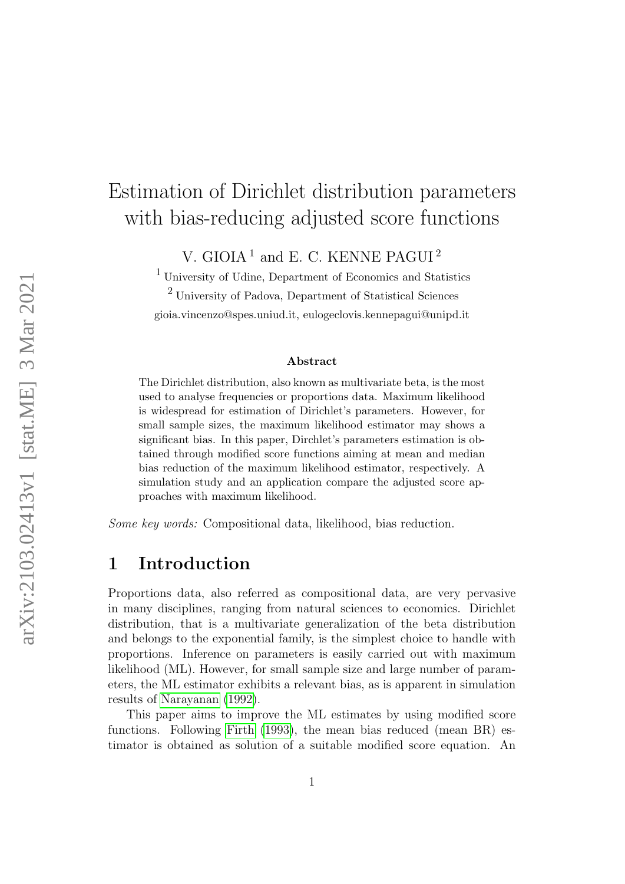# Estimation of Dirichlet distribution parameters with bias-reducing adjusted score functions

V. GIOIA [1] and E. C. KENNE PAGUI [2]

[1] University of Udine, Department of Economics and Statistics

[2] University of Padova, Department of Statistical Sciences

gioia.vincenzo@spes.uniud.it, eulogeclovis.kennepagui@unipd.it

### Abstract

The Dirichlet distribution, also known as multivariate beta, is the most used to analyse frequencies or proportions data. Maximum likelihood is widespread for estimation of Dirichlet's parameters. However, for small sample sizes, the maximum likelihood estimator may shows a significant bias. In this paper, Dirchlet's parameters estimation is obtained through modified score functions aiming at mean and median bias reduction of the maximum likelihood estimator, respectively. A simulation study and an application compare the adjusted score approaches with maximum likelihood.

*Some key words:* Compositional data, likelihood, bias reduction.

## 1 Introduction

Proportions data, also referred as compositional data, are very pervasive in many disciplines, ranging from natural sciences to economics. Dirichlet distribution, that is a multivariate generalization of the beta distribution and belongs to the exponential family, is the simplest choice to handle with proportions. Inference on parameters is easily carried out with maximum likelihood (ML). However, for small sample size and large number of parameters, the ML estimator exhibits a relevant bias, as is apparent in simulation results of Narayanan (1992).

This paper aims to improve the ML estimates by using modified score functions. Following Firth (1993), the mean bias reduced (mean BR) estimator is obtained as solution of a suitable modified score equation. An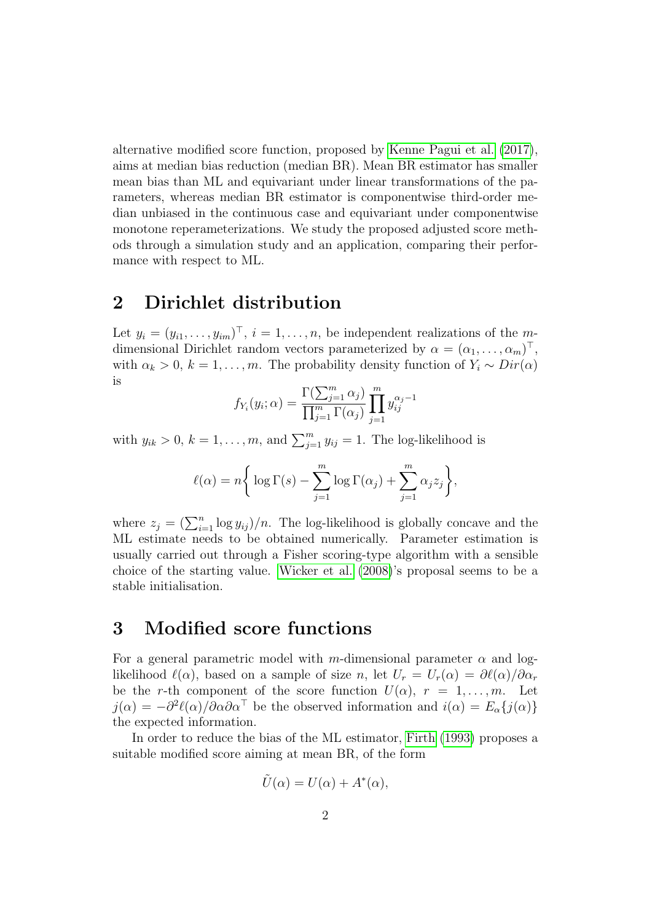alternative modified score function, proposed by Kenne Pagui et al. (2017), aims at median bias reduction (median BR). Mean BR estimator has smaller mean bias than ML and equivariant under linear transformations of the parameters, whereas median BR estimator is componentwise third-order median unbiased in the continuous case and equivariant under componentwise monotone reperameterizations. We study the proposed adjusted score methods through a simulation study and an application, comparing their performance with respect to ML.

## 2 Dirichlet distribution

Let $y_i = (y_{i1}, \ldots, y_{im})^\top$, $i = 1, \ldots, n$, be independent realizations of the $m$-dimensional Dirichlet random vectors parameterized by $\alpha = (\alpha_1, \ldots, \alpha_m)^\top$, with $\alpha_k > 0$, $k = 1, \ldots, m$. The probability density function of $Y_i \sim Dir(\alpha)$ is

$$f_{Y_i}(y_i; \alpha) = \frac{\Gamma(\sum_{j=1}^m \alpha_j)}{\prod_{j=1}^m \Gamma(\alpha_j)} \prod_{j=1}^m y_{ij}^{\alpha_j - 1}$$

with $y_{ik} > 0$, $k = 1, \ldots, m$, and $\sum_{j=1}^m y_{ij} = 1$. The log-likelihood is

$$\ell(\alpha) = n \left\{ \log \Gamma(s) - \sum_{j=1}^m \log \Gamma(\alpha_j) + \sum_{j=1}^m \alpha_j z_j \right\},$$

where $z_j = (\sum_{i=1}^n \log y_{ij})/n$. The log-likelihood is globally concave and the ML estimate needs to be obtained numerically. Parameter estimation is usually carried out through a Fisher scoring-type algorithm with a sensible choice of the starting value. Wicker et al. (2008)'s proposal seems to be a stable initialisation.

## 3 Modified score functions

For a general parametric model with $m$-dimensional parameter $\alpha$ and log-likelihood $\ell(\alpha)$, based on a sample of size $n$, let $U_r = U_r(\alpha) = \partial \ell(\alpha)/\partial \alpha_r$ be the $r$-th component of the score function $U(\alpha)$, $r = 1, \ldots, m$. Let $j(\alpha) = -\partial^2 \ell(\alpha)/\partial \alpha \partial \alpha^\top$ be the observed information and $i(\alpha) = E_\alpha\{j(\alpha)\}$ the expected information.

In order to reduce the bias of the ML estimator, Firth (1993) proposes a suitable modified score aiming at mean BR, of the form

$$\tilde{U}(\alpha) = U(\alpha) + A^*(\alpha),$$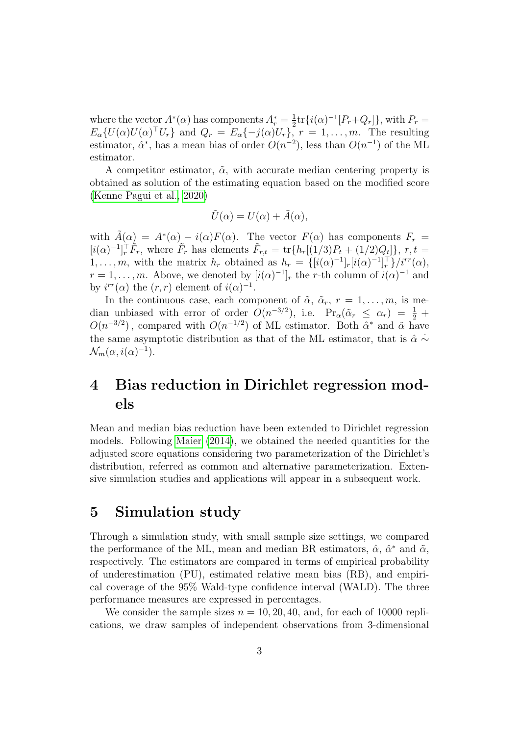where the vector $A^*(\alpha)$ has components $A^*_r = \frac{1}{2}\text{tr}\{i(\alpha)^{-1}[P_r+Q_r]\}$, with $P_r = E_\alpha\{U(\alpha)U(\alpha)^\top U_r\}$ and $Q_r = E_\alpha\{-j(\alpha)U_r\}$, $r = 1, \ldots, m$. The resulting estimator, $\hat{\alpha}^*$, has a mean bias of order $O(n^{-2})$, less than $O(n^{-1})$ of the ML estimator.

A competitor estimator, $\tilde{\alpha}$, with accurate median centering property is obtained as solution of the estimating equation based on the modified score (Kenne Pagui et al., 2020)

$$\tilde{U}(\alpha) = U(\alpha) + \tilde{A}(\alpha),$$

with $\tilde{A}(\alpha) = A^*(\alpha) - i(\alpha)F(\alpha)$. The vector $F(\alpha)$ has components $F_r = [i(\alpha)^{-1}]_r^\top \tilde{F}_r$, where $\tilde{F}_r$ has elements $\tilde{F}_{r,t} = \text{tr}\{h_r[(1/3)P_t + (1/2)Q_t]\}$, $r, t = 1, \ldots, m$, with the matrix $h_r$ obtained as $h_r = \{[i(\alpha)^{-1}]_r[i(\alpha)^{-1}]_r^\top\}/i^{rr}(\alpha)$, $r = 1, \ldots, m$. Above, we denoted by $[i(\alpha)^{-1}]_r$ the $r$-th column of $i(\alpha)^{-1}$ and by $i^{rr}(\alpha)$ the $(r, r)$ element of $i(\alpha)^{-1}$.

In the continuous case, each component of $\tilde{\alpha}$, $\tilde{\alpha}_r$, $r = 1, \ldots, m$, is median unbiased with error of order $O(n^{-3/2})$, i.e. $\Pr_\alpha(\tilde{\alpha}_r \leq \alpha_r) = \frac{1}{2} + O(n^{-3/2})$, compared with $O(n^{-1/2})$ of ML estimator. Both $\hat{\alpha}^*$ and $\tilde{\alpha}$ have the same asymptotic distribution as that of the ML estimator, that is $\hat{\alpha} \dot{\sim} \mathcal{N}_m(\alpha, i(\alpha)^{-1})$.

# 4 Bias reduction in Dirichlet regression models

Mean and median bias reduction have been extended to Dirichlet regression models. Following Maier (2014), we obtained the needed quantities for the adjusted score equations considering two parameterization of the Dirichlet's distribution, referred as common and alternative parameterization. Extensive simulation studies and applications will appear in a subsequent work.

# 5 Simulation study

Through a simulation study, with small sample size settings, we compared the performance of the ML, mean and median BR estimators, $\hat{\alpha}$, $\hat{\alpha}^*$ and $\tilde{\alpha}$, respectively. The estimators are compared in terms of empirical probability of underestimation (PU), estimated relative mean bias (RB), and empirical coverage of the 95% Wald-type confidence interval (WALD). The three performance measures are expressed in percentages.

We consider the sample sizes $n = 10, 20, 40$, and, for each of 10000 replications, we draw samples of independent observations from 3-dimensional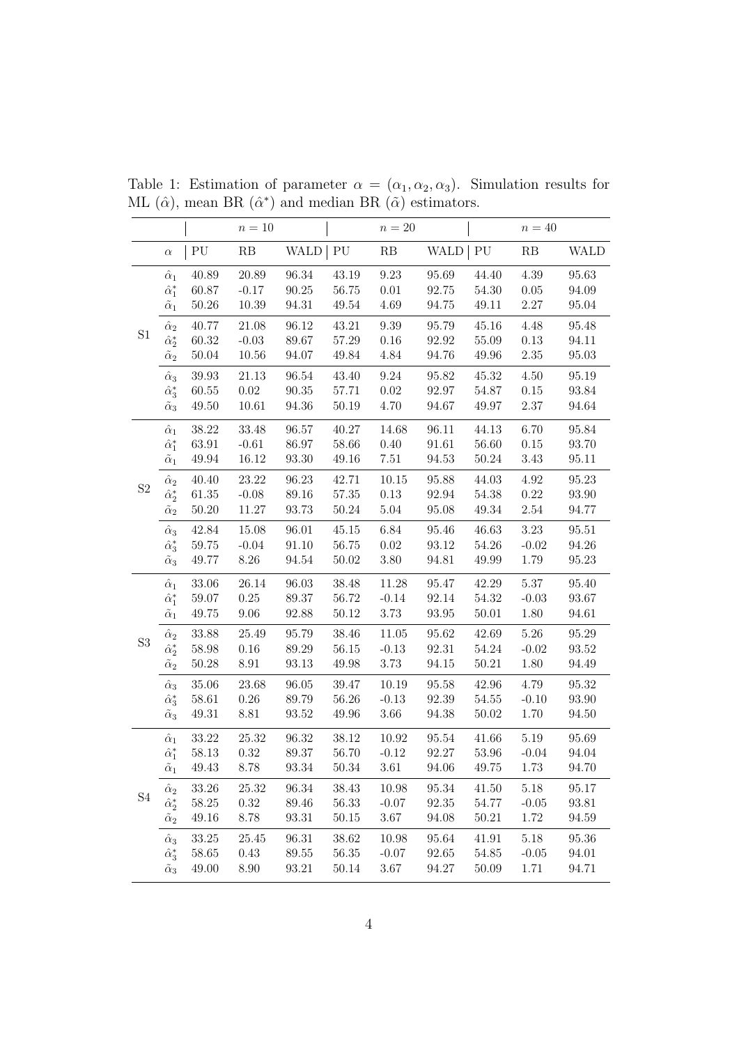Table 1: Estimation of parameter $\alpha = (\alpha_1, \alpha_2, \alpha_3)$. Simulation results for ML ($\hat{\alpha}$), mean BR ($\hat{\alpha}^*$) and median BR ($\tilde{\alpha}$) estimators.

| | | $n = 10$ | | | $n = 20$ | | | $n = 40$ | | |
|---|---|---|---|---|---|---|---|---|---|---|
| | $\alpha$ | PU | RB | WALD | PU | RB | WALD | PU | RB | WALD |
| S1 | $\hat{\alpha}_1$ | 40.89 | 20.89 | 96.34 | 43.19 | 9.23 | 95.69 | 44.40 | 4.39 | 95.63 |
| | $\hat{\alpha}_1^*$ | 60.87 | -0.17 | 90.25 | 56.75 | 0.01 | 92.75 | 54.30 | 0.05 | 94.09 |
| | $\tilde{\alpha}_1$ | 50.26 | 10.39 | 94.31 | 49.54 | 4.69 | 94.75 | 49.11 | 2.27 | 95.04 |
| | $\hat{\alpha}_2$ | 40.77 | 21.08 | 96.12 | 43.21 | 9.39 | 95.79 | 45.16 | 4.48 | 95.48 |
| | $\hat{\alpha}_2^*$ | 60.32 | -0.03 | 89.67 | 57.29 | 0.16 | 92.92 | 55.09 | 0.13 | 94.11 |
| | $\tilde{\alpha}_2$ | 50.04 | 10.56 | 94.07 | 49.84 | 4.84 | 94.76 | 49.96 | 2.35 | 95.03 |
| | $\hat{\alpha}_3$ | 39.93 | 21.13 | 96.54 | 43.40 | 9.24 | 95.82 | 45.32 | 4.50 | 95.19 |
| | $\hat{\alpha}_3^*$ | 60.55 | 0.02 | 90.35 | 57.71 | 0.02 | 92.97 | 54.87 | 0.15 | 93.84 |
| | $\tilde{\alpha}_3$ | 49.50 | 10.61 | 94.36 | 50.19 | 4.70 | 94.67 | 49.97 | 2.37 | 94.64 |
| S2 | $\hat{\alpha}_1$ | 38.22 | 33.48 | 96.57 | 40.27 | 14.68 | 96.11 | 44.13 | 6.70 | 95.84 |
| | $\hat{\alpha}_1^*$ | 63.91 | -0.61 | 86.97 | 58.66 | 0.40 | 91.61 | 56.60 | 0.15 | 93.70 |
| | $\tilde{\alpha}_1$ | 49.94 | 16.12 | 93.30 | 49.16 | 7.51 | 94.53 | 50.24 | 3.43 | 95.11 |
| | $\hat{\alpha}_2$ | 40.40 | 23.22 | 96.23 | 42.71 | 10.15 | 95.88 | 44.03 | 4.92 | 95.23 |
| | $\hat{\alpha}_2^*$ | 61.35 | -0.08 | 89.16 | 57.35 | 0.13 | 92.94 | 54.38 | 0.22 | 93.90 |
| | $\tilde{\alpha}_2$ | 50.20 | 11.27 | 93.73 | 50.24 | 5.04 | 95.08 | 49.34 | 2.54 | 94.77 |
| | $\hat{\alpha}_3$ | 42.84 | 15.08 | 96.01 | 45.15 | 6.84 | 95.46 | 46.63 | 3.23 | 95.51 |
| | $\hat{\alpha}_3^*$ | 59.75 | -0.04 | 91.10 | 56.75 | 0.02 | 93.12 | 54.26 | -0.02 | 94.26 |
| | $\tilde{\alpha}_3$ | 49.77 | 8.26 | 94.54 | 50.02 | 3.80 | 94.81 | 49.99 | 1.79 | 95.23 |
| S3 | $\hat{\alpha}_1$ | 33.06 | 26.14 | 96.03 | 38.48 | 11.28 | 95.47 | 42.29 | 5.37 | 95.40 |
| | $\hat{\alpha}_1^*$ | 59.07 | 0.25 | 89.37 | 56.72 | -0.14 | 92.14 | 54.32 | -0.03 | 93.67 |
| | $\tilde{\alpha}_1$ | 49.75 | 9.06 | 92.88 | 50.12 | 3.73 | 93.95 | 50.01 | 1.80 | 94.61 |
| | $\hat{\alpha}_2$ | 33.88 | 25.49 | 95.79 | 38.46 | 11.05 | 95.62 | 42.69 | 5.26 | 95.29 |
| | $\hat{\alpha}_2^*$ | 58.98 | 0.16 | 89.29 | 56.15 | -0.13 | 92.31 | 54.24 | -0.02 | 93.52 |
| | $\tilde{\alpha}_2$ | 50.28 | 8.91 | 93.13 | 49.98 | 3.73 | 94.15 | 50.21 | 1.80 | 94.49 |
| | $\hat{\alpha}_3$ | 35.06 | 23.68 | 96.05 | 39.47 | 10.19 | 95.58 | 42.96 | 4.79 | 95.32 |
| | $\hat{\alpha}_3^*$ | 58.61 | 0.26 | 89.79 | 56.26 | -0.13 | 92.39 | 54.55 | -0.10 | 93.90 |
| | $\tilde{\alpha}_3$ | 49.31 | 8.81 | 93.52 | 49.96 | 3.66 | 94.38 | 50.02 | 1.70 | 94.50 |
| S4 | $\hat{\alpha}_1$ | 33.22 | 25.32 | 96.32 | 38.12 | 10.92 | 95.54 | 41.66 | 5.19 | 95.69 |
| | $\hat{\alpha}_1^*$ | 58.13 | 0.32 | 89.37 | 56.70 | -0.12 | 92.27 | 53.96 | -0.04 | 94.04 |
| | $\tilde{\alpha}_1$ | 49.43 | 8.78 | 93.34 | 50.34 | 3.61 | 94.06 | 49.75 | 1.73 | 94.70 |
| | $\hat{\alpha}_2$ | 33.26 | 25.32 | 96.34 | 38.43 | 10.98 | 95.34 | 41.50 | 5.18 | 95.17 |
| | $\hat{\alpha}_2^*$ | 58.25 | 0.32 | 89.46 | 56.33 | -0.07 | 92.35 | 54.77 | -0.05 | 93.81 |
| | $\tilde{\alpha}_2$ | 49.16 | 8.78 | 93.31 | 50.15 | 3.67 | 94.08 | 50.21 | 1.72 | 94.59 |
| | $\hat{\alpha}_3$ | 33.25 | 25.45 | 96.31 | 38.62 | 10.98 | 95.64 | 41.91 | 5.18 | 95.36 |
| | $\hat{\alpha}_3^*$ | 58.65 | 0.43 | 89.55 | 56.35 | -0.07 | 92.65 | 54.85 | -0.05 | 94.01 |
| | $\tilde{\alpha}_3$ | 49.00 | 8.90 | 93.21 | 50.14 | 3.67 | 94.27 | 50.09 | 1.71 | 94.71 |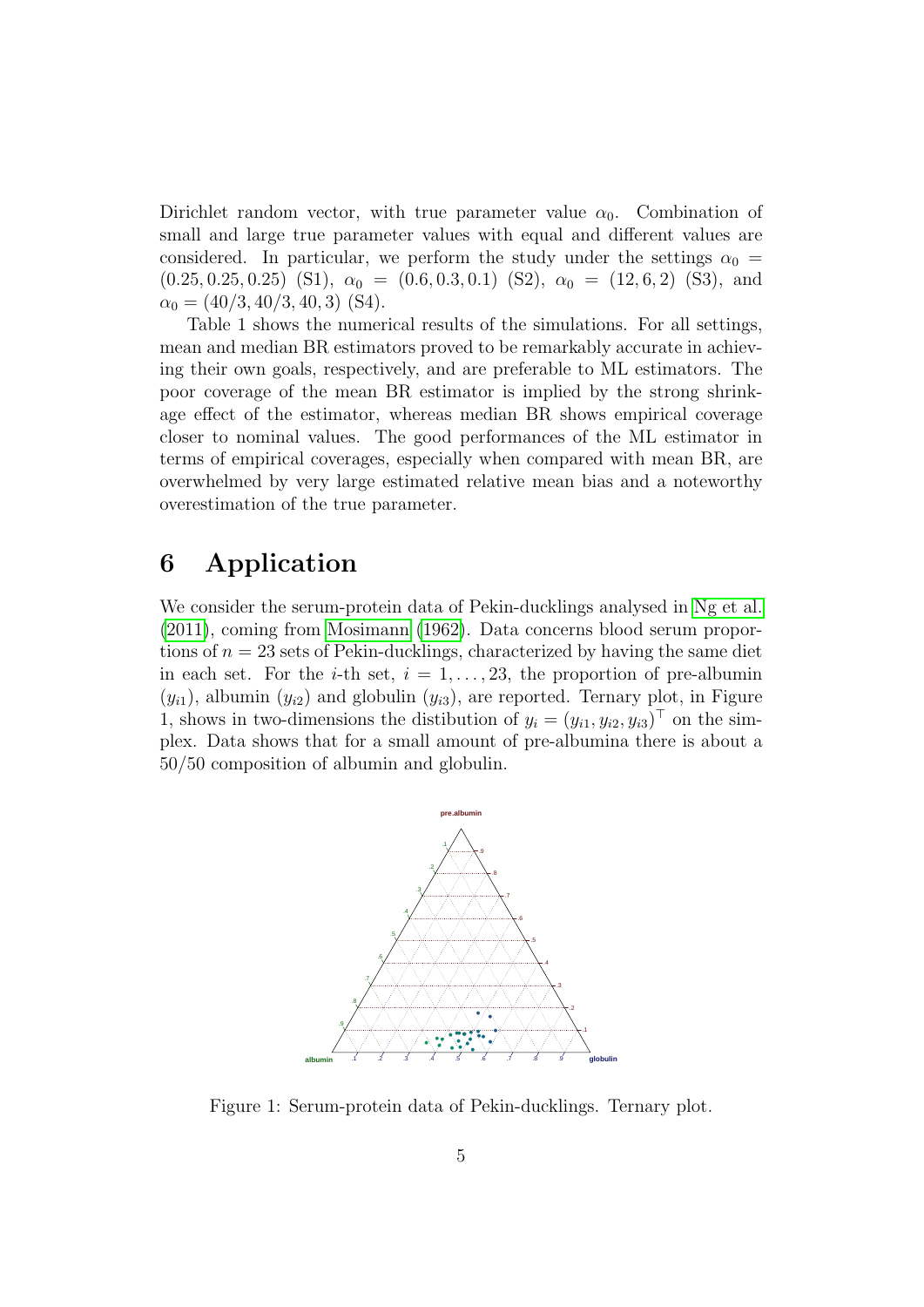Dirichlet random vector, with true parameter value $\alpha_0$. Combination of small and large true parameter values with equal and different values are considered. In particular, we perform the study under the settings $\alpha_0 = (0.25, 0.25, 0.25)$ (S1), $\alpha_0 = (0.6, 0.3, 0.1)$ (S2), $\alpha_0 = (12, 6, 2)$ (S3), and $\alpha_0 = (40/3, 40/3, 40, 3)$ (S4).

Table 1 shows the numerical results of the simulations. For all settings, mean and median BR estimators proved to be remarkably accurate in achieving their own goals, respectively, and are preferable to ML estimators. The poor coverage of the mean BR estimator is implied by the strong shrinkage effect of the estimator, whereas median BR shows empirical coverage closer to nominal values. The good performances of the ML estimator in terms of empirical coverages, especially when compared with mean BR, are overwhelmed by very large estimated relative mean bias and a noteworthy overestimation of the true parameter.

# 6 Application

We consider the serum-protein data of Pekin-ducklings analysed in Ng et al. (2011), coming from Mosimann (1962). Data concerns blood serum proportions of $n = 23$ sets of Pekin-ducklings, characterized by having the same diet in each set. For the $i$-th set, $i = 1, \ldots, 23$, the proportion of pre-albumin ($y_{i1}$), albumin ($y_{i2}$) and globulin ($y_{i3}$), are reported. Ternary plot, in Figure 1, shows in two-dimensions the distibution of $y_i = (y_{i1}, y_{i2}, y_{i3})^\top$ on the simplex. Data shows that for a small amount of pre-albumina there is about a 50/50 composition of albumin and globulin.

pre.albumin
albumin
globulin
.1 .2 .3 .4 .5 .6 .7 .8 .9

Figure 1: Serum-protein data of Pekin-ducklings. Ternary plot.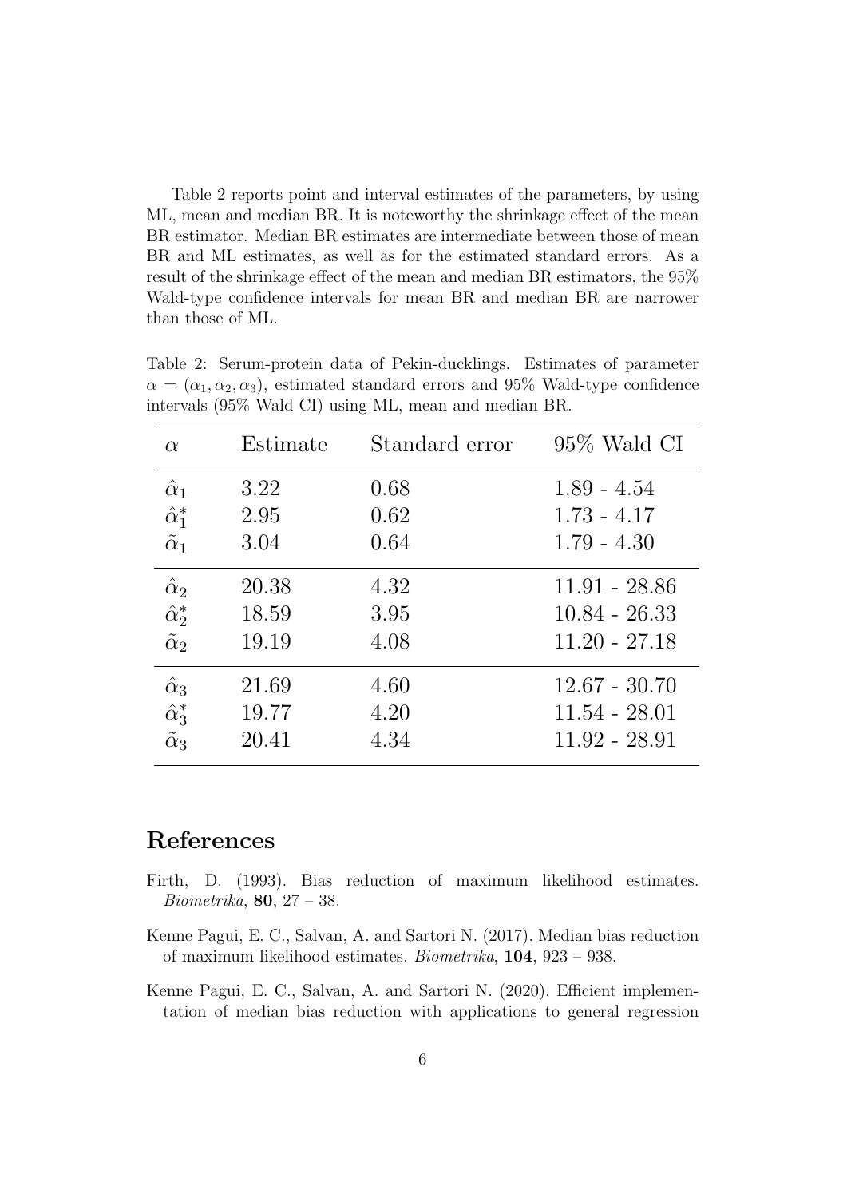Table 2 reports point and interval estimates of the parameters, by using ML, mean and median BR. It is noteworthy the shrinkage effect of the mean BR estimator. Median BR estimates are intermediate between those of mean BR and ML estimates, as well as for the estimated standard errors. As a result of the shrinkage effect of the mean and median BR estimators, the 95% Wald-type confidence intervals for mean BR and median BR are narrower than those of ML.

Table 2: Serum-protein data of Pekin-ducklings. Estimates of parameter $\alpha = (\alpha_1, \alpha_2, \alpha_3)$, estimated standard errors and 95% Wald-type confidence intervals (95% Wald CI) using ML, mean and median BR.

| $\alpha$ | Estimate | Standard error | 95% Wald CI |
|---|---|---|---|
| $\hat{\alpha}_1$ | 3.22 | 0.68 | 1.89 - 4.54 |
| $\hat{\alpha}_1^*$ | 2.95 | 0.62 | 1.73 - 4.17 |
| $\tilde{\alpha}_1$ | 3.04 | 0.64 | 1.79 - 4.30 |
| $\hat{\alpha}_2$ | 20.38 | 4.32 | 11.91 - 28.86 |
| $\hat{\alpha}_2^*$ | 18.59 | 3.95 | 10.84 - 26.33 |
| $\tilde{\alpha}_2$ | 19.19 | 4.08 | 11.20 - 27.18 |
| $\hat{\alpha}_3$ | 21.69 | 4.60 | 12.67 - 30.70 |
| $\hat{\alpha}_3^*$ | 19.77 | 4.20 | 11.54 - 28.01 |
| $\tilde{\alpha}_3$ | 20.41 | 4.34 | 11.92 - 28.91 |

## References

Firth, D. (1993). Bias reduction of maximum likelihood estimates. *Biometrika*, **80**, 27 – 38.

Kenne Pagui, E. C., Salvan, A. and Sartori N. (2017). Median bias reduction of maximum likelihood estimates. *Biometrika*, **104**, 923 – 938.

Kenne Pagui, E. C., Salvan, A. and Sartori N. (2020). Efficient implementation of median bias reduction with applications to general regression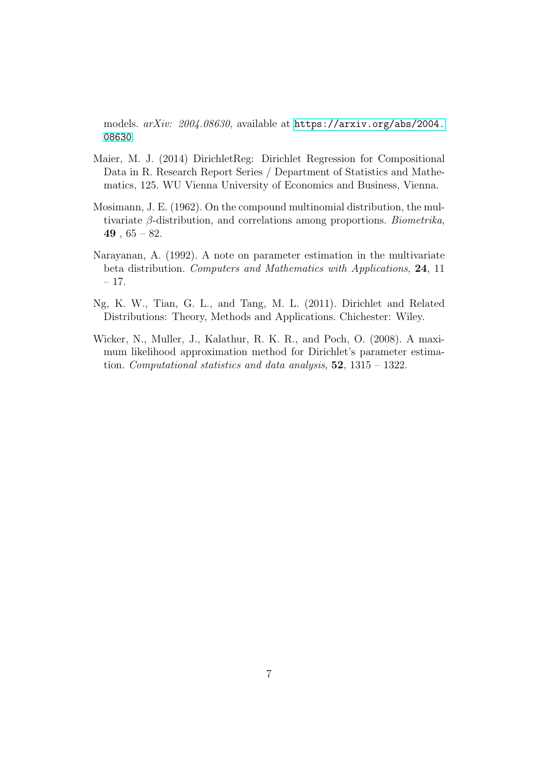models. *arXiv: 2004.08630*, available at https://arxiv.org/abs/2004.08630.

Maier, M. J. (2014) DirichletReg: Dirichlet Regression for Compositional Data in R. Research Report Series / Department of Statistics and Mathematics, 125. WU Vienna University of Economics and Business, Vienna.

Mosimann, J. E. (1962). On the compound multinomial distribution, the multivariate $\beta$-distribution, and correlations among proportions. *Biometrika*, **49** , 65 – 82.

Narayanan, A. (1992). A note on parameter estimation in the multivariate beta distribution. *Computers and Mathematics with Applications*, **24**, 11 – 17.

Ng, K. W., Tian, G. L., and Tang, M. L. (2011). Dirichlet and Related Distributions: Theory, Methods and Applications. Chichester: Wiley.

Wicker, N., Muller, J., Kalathur, R. K. R., and Poch, O. (2008). A maximum likelihood approximation method for Dirichlet's parameter estimation. *Computational statistics and data analysis*, **52**, 1315 – 1322.